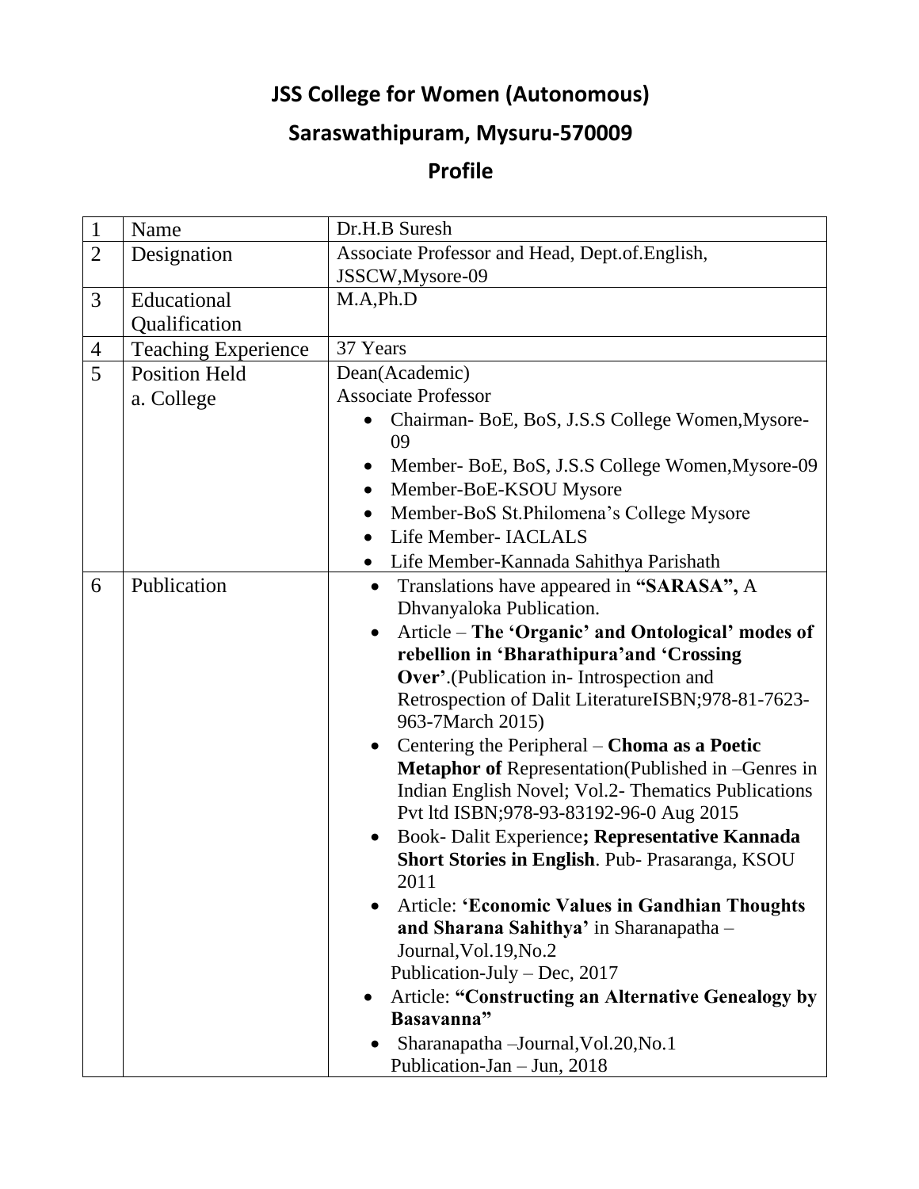# JSS College for Women (Autonomous)

## Saraswathipuram, Mysuru-570009

## Profile

| | | |
|---|---|---|
| 1 | Name | Dr.H.B Suresh |
| 2 | Designation | Associate Professor and Head, Dept.of.English, JSSCW,Mysore-09 |
| 3 | Educational Qualification | M.A,Ph.D |
| 4 | Teaching Experience | 37 Years |
| 5 | Position Held<br>a. College | Dean(Academic)<br>Associate Professor<br>• Chairman- BoE, BoS, J.S.S College Women,Mysore-09<br>• Member- BoE, BoS, J.S.S College Women,Mysore-09<br>• Member-BoE-KSOU Mysore<br>• Member-BoS St.Philomena's College Mysore<br>• Life Member- IACLALS<br>• Life Member-Kannada Sahithya Parishath |
| 6 | Publication | • Translations have appeared in **"SARASA",** A Dhvanyaloka Publication.<br>• Article – **The 'Organic' and Ontological' modes of rebellion in 'Bharathipura'and 'Crossing Over'**.(Publication in- Introspection and Retrospection of Dalit LiteratureISBN;978-81-7623-963-7March 2015)<br>• Centering the Peripheral – **Choma as a Poetic Metaphor of** Representation(Published in –Genres in Indian English Novel; Vol.2- Thematics Publications Pvt ltd ISBN;978-93-83192-96-0 Aug 2015<br>• Book- Dalit Experience**; Representative Kannada Short Stories in English**. Pub- Prasaranga, KSOU 2011<br>• Article: **'Economic Values in Gandhian Thoughts and Sharana Sahithya'** in Sharanapatha – Journal,Vol.19,No.2<br>Publication-July – Dec, 2017<br>• Article: **"Constructing an Alternative Genealogy by Basavanna"**<br>• Sharanapatha –Journal,Vol.20,No.1<br>Publication-Jan – Jun, 2018 |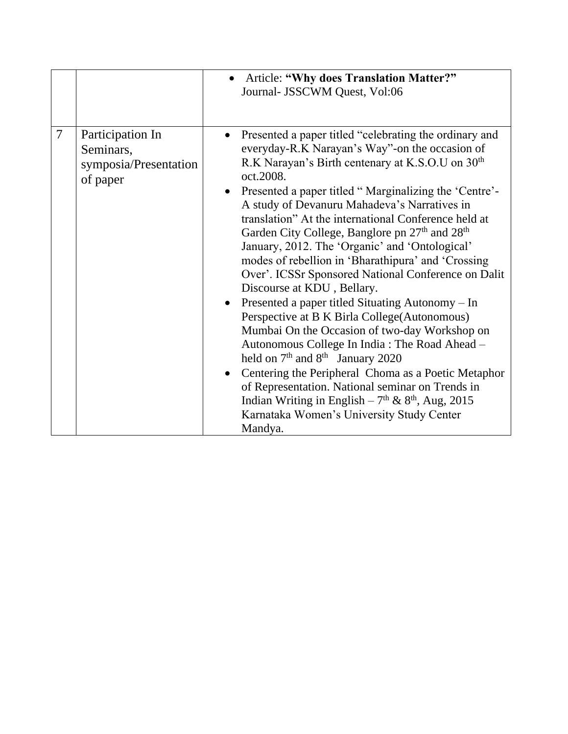| | | |
|---|---|---|
| | | • Article: **"Why does Translation Matter?"** Journal- JSSCWM Quest, Vol:06 |
| 7 | Participation In Seminars, symposia/Presentation of paper | • Presented a paper titled "celebrating the ordinary and everyday-R.K Narayan's Way"-on the occasion of R.K Narayan's Birth centenary at K.S.O.U on 30th oct.2008.<br>• Presented a paper titled " Marginalizing the 'Centre'- A study of Devanuru Mahadeva's Narratives in translation" At the international Conference held at Garden City College, Banglore pn 27th and 28th January, 2012. The 'Organic' and 'Ontological' modes of rebellion in 'Bharathipura' and 'Crossing Over'. ICSSr Sponsored National Conference on Dalit Discourse at KDU , Bellary.<br>• Presented a paper titled Situating Autonomy – In Perspective at B K Birla College(Autonomous) Mumbai On the Occasion of two-day Workshop on Autonomous College In India : The Road Ahead – held on 7th and 8th January 2020<br>• Centering the Peripheral Choma as a Poetic Metaphor of Representation. National seminar on Trends in Indian Writing in English – 7th & 8th, Aug, 2015 Karnataka Women's University Study Center Mandya. |